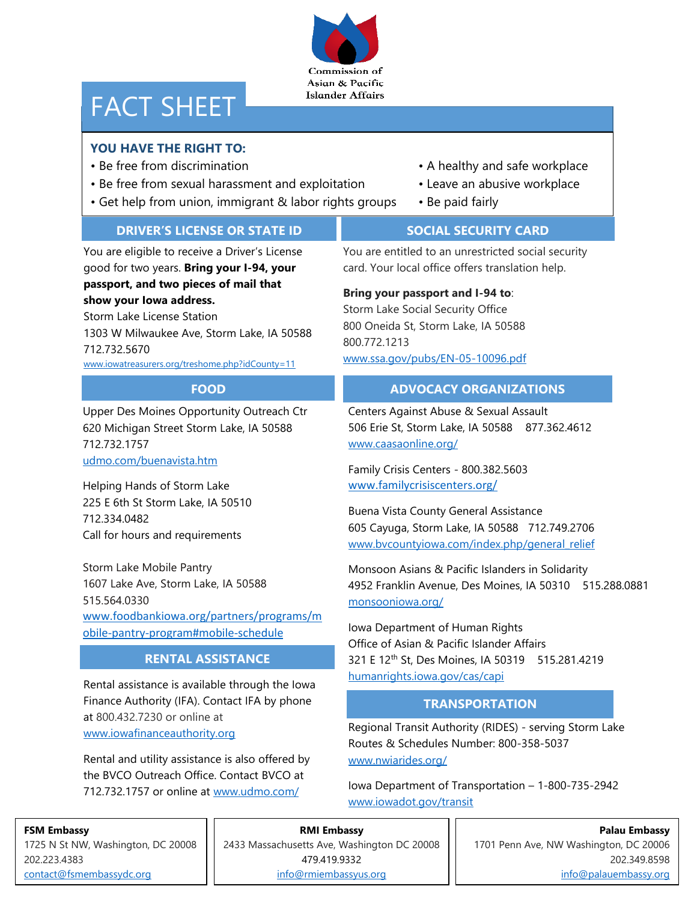Commission of Asian & Pacific Islander Affairs

# FACT SHEET

### YOU HAVE THE RIGHT TO:

- Be free from discrimination
- Be free from sexual harassment and exploitation
- Get help from union, immigrant & labor rights groups
- A healthy and safe workplace
- Leave an abusive workplace
- Be paid fairly

## DRIVER'S LICENSE OR STATE ID

You are eligible to receive a Driver's License good for two years. **Bring your I-94, your passport, and two pieces of mail that show your Iowa address.**

Storm Lake License Station
1303 W Milwaukee Ave, Storm Lake, IA 50588
712.732.5670
www.iowatreasurers.org/treshome.php?idCounty=11

## SOCIAL SECURITY CARD

You are entitled to an unrestricted social security card. Your local office offers translation help.

**Bring your passport and I-94 to**:
Storm Lake Social Security Office
800 Oneida St, Storm Lake, IA 50588
800.772.1213
www.ssa.gov/pubs/EN-05-10096.pdf

## FOOD

Upper Des Moines Opportunity Outreach Ctr
620 Michigan Street Storm Lake, IA 50588
712.732.1757
udmo.com/buenavista.htm

Helping Hands of Storm Lake
225 E 6th St Storm Lake, IA 50510
712.334.0482
Call for hours and requirements

Storm Lake Mobile Pantry
1607 Lake Ave, Storm Lake, IA 50588
515.564.0330
www.foodbankiowa.org/partners/programs/mobile-pantry-program#mobile-schedule

## RENTAL ASSISTANCE

Rental assistance is available through the Iowa Finance Authority (IFA). Contact IFA by phone at 800.432.7230 or online at www.iowafinanceauthority.org

Rental and utility assistance is also offered by the BVCO Outreach Office. Contact BVCO at 712.732.1757 or online at www.udmo.com/

## ADVOCACY ORGANIZATIONS

Centers Against Abuse & Sexual Assault
506 Erie St, Storm Lake, IA 50588    877.362.4612
www.caasaonline.org/

Family Crisis Centers - 800.382.5603
www.familycrisiscenters.org/

Buena Vista County General Assistance
605 Cayuga, Storm Lake, IA 50588    712.749.2706
www.bvcountyiowa.com/index.php/general_relief

Monsoon Asians & Pacific Islanders in Solidarity
4952 Franklin Avenue, Des Moines, IA 50310    515.288.0881
monsooniowa.org/

Iowa Department of Human Rights
Office of Asian & Pacific Islander Affairs
321 E 12th St, Des Moines, IA 50319    515.281.4219
humanrights.iowa.gov/cas/capi

## TRANSPORTATION

Regional Transit Authority (RIDES) - serving Storm Lake
Routes & Schedules Number: 800-358-5037
www.nwiarides.org/

Iowa Department of Transportation – 1-800-735-2942
www.iowadot.gov/transit

**FSM Embassy**
1725 N St NW, Washington, DC 20008
202.223.4383
contact@fsmembassydc.org

**RMI Embassy**
2433 Massachusetts Ave, Washington DC 20008
479.419.9332
info@rmiembassyus.org

**Palau Embassy**
1701 Penn Ave, NW Washington, DC 20006
202.349.8598
info@palauembassy.org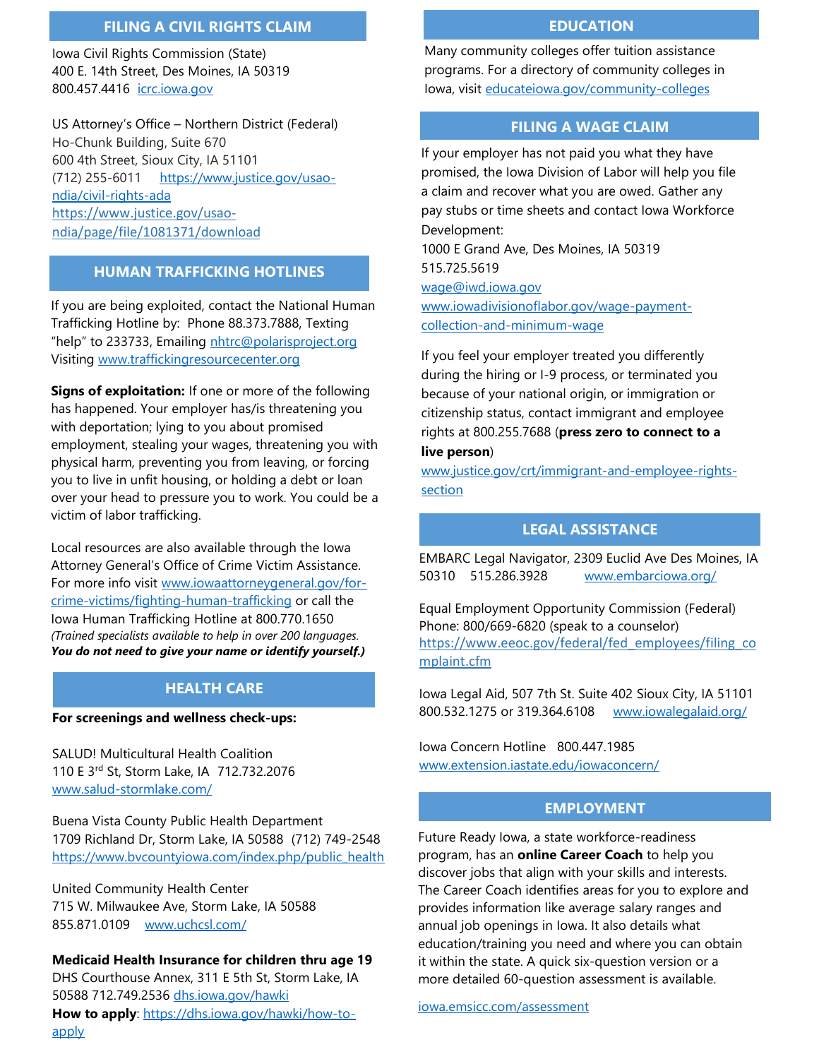## FILING A CIVIL RIGHTS CLAIM

Iowa Civil Rights Commission (State)
400 E. 14th Street, Des Moines, IA 50319
800.457.4416 icrc.iowa.gov

US Attorney's Office – Northern District (Federal)
Ho-Chunk Building, Suite 670
600 4th Street, Sioux City, IA 51101
(712) 255-6011 https://www.justice.gov/usao-ndia/civil-rights-ada
https://www.justice.gov/usao-ndia/page/file/1081371/download

## HUMAN TRAFFICKING HOTLINES

If you are being exploited, contact the National Human Trafficking Hotline by: Phone 88.373.7888, Texting "help" to 233733, Emailing nhtrc@polarisproject.org Visiting www.traffickingresourcecenter.org

**Signs of exploitation:** If one or more of the following has happened. Your employer has/is threatening you with deportation; lying to you about promised employment, stealing your wages, threatening you with physical harm, preventing you from leaving, or forcing you to live in unfit housing, or holding a debt or loan over your head to pressure you to work. You could be a victim of labor trafficking.

Local resources are also available through the Iowa Attorney General's Office of Crime Victim Assistance. For more info visit www.iowaattorneygeneral.gov/for-crime-victims/fighting-human-trafficking or call the Iowa Human Trafficking Hotline at 800.770.1650 *(Trained specialists available to help in over 200 languages.* ***You do not need to give your name or identify yourself.)***

## HEALTH CARE

**For screenings and wellness check-ups:**

SALUD! Multicultural Health Coalition
110 E 3rd St, Storm Lake, IA 712.732.2076
www.salud-stormlake.com/

Buena Vista County Public Health Department
1709 Richland Dr, Storm Lake, IA 50588 (712) 749-2548
https://www.bvcountyiowa.com/index.php/public_health

United Community Health Center
715 W. Milwaukee Ave, Storm Lake, IA 50588
855.871.0109 www.uchcsl.com/

**Medicaid Health Insurance for children thru age 19**
DHS Courthouse Annex, 311 E 5th St, Storm Lake, IA 50588 712.749.2536 dhs.iowa.gov/hawki
**How to apply**: https://dhs.iowa.gov/hawki/how-to-apply

## EDUCATION

Many community colleges offer tuition assistance programs. For a directory of community colleges in Iowa, visit educateiowa.gov/community-colleges

## FILING A WAGE CLAIM

If your employer has not paid you what they have promised, the Iowa Division of Labor will help you file a claim and recover what you are owed. Gather any pay stubs or time sheets and contact Iowa Workforce Development:
1000 E Grand Ave, Des Moines, IA 50319
515.725.5619
wage@iwd.iowa.gov
www.iowadivisionoflabor.gov/wage-payment-collection-and-minimum-wage

If you feel your employer treated you differently during the hiring or I-9 process, or terminated you because of your national origin, or immigration or citizenship status, contact immigrant and employee rights at 800.255.7688 (**press zero to connect to a live person**)
www.justice.gov/crt/immigrant-and-employee-rights-section

## LEGAL ASSISTANCE

EMBARC Legal Navigator, 2309 Euclid Ave Des Moines, IA 50310 515.286.3928 www.embarciowa.org/

Equal Employment Opportunity Commission (Federal)
Phone: 800/669-6820 (speak to a counselor)
https://www.eeoc.gov/federal/fed_employees/filing_complaint.cfm

Iowa Legal Aid, 507 7th St. Suite 402 Sioux City, IA 51101
800.532.1275 or 319.364.6108 www.iowalegalaid.org/

Iowa Concern Hotline 800.447.1985
www.extension.iastate.edu/iowaconcern/

## EMPLOYMENT

Future Ready Iowa, a state workforce-readiness program, has an **online Career Coach** to help you discover jobs that align with your skills and interests. The Career Coach identifies areas for you to explore and provides information like average salary ranges and annual job openings in Iowa. It also details what education/training you need and where you can obtain it within the state. A quick six-question version or a more detailed 60-question assessment is available.

iowa.emsicc.com/assessment